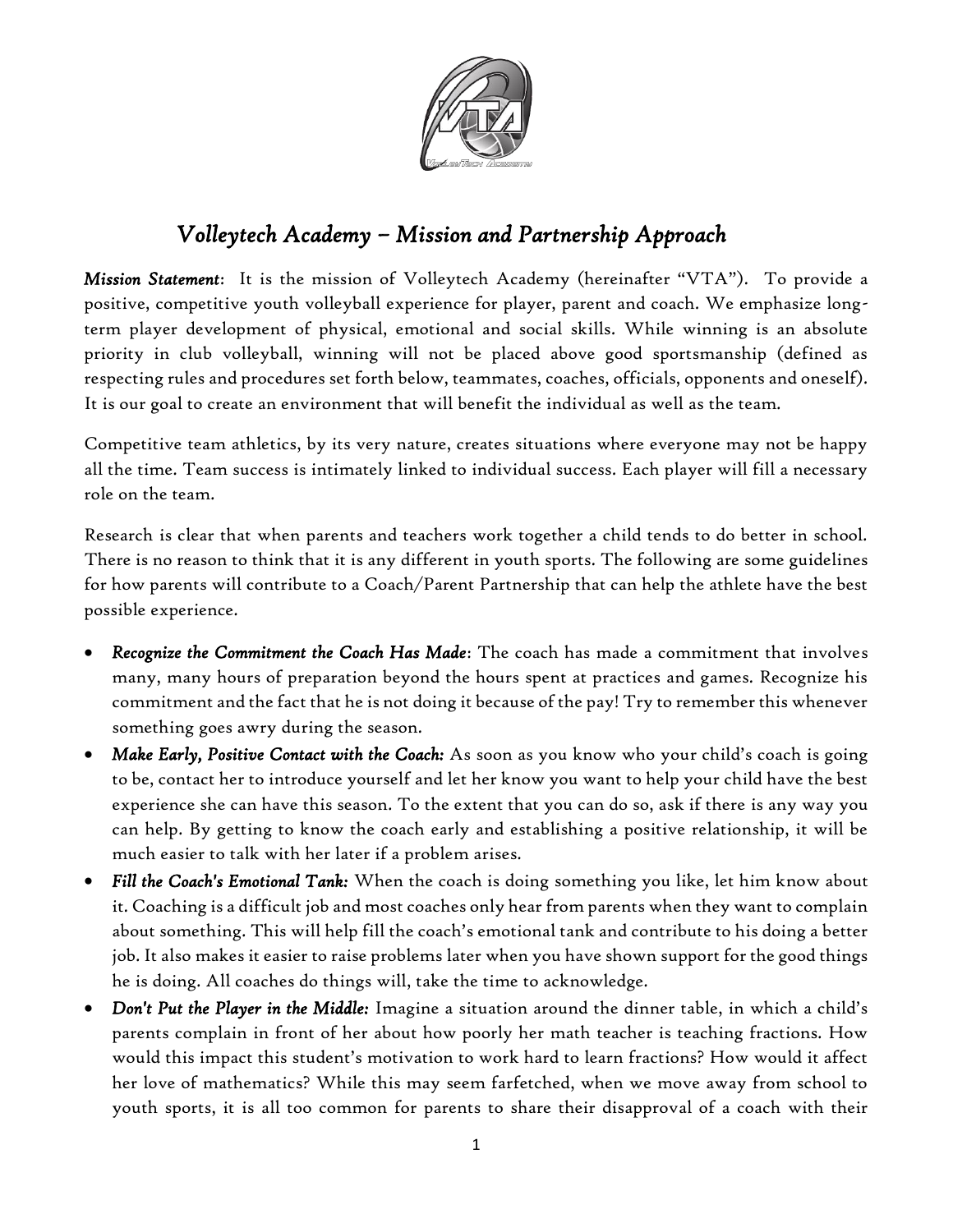# *Volleytech Academy – Mission and Partnership Approach*

***Mission Statement***: It is the mission of Volleytech Academy (hereinafter "VTA"). To provide a positive, competitive youth volleyball experience for player, parent and coach. We emphasize long-term player development of physical, emotional and social skills. While winning is an absolute priority in club volleyball, winning will not be placed above good sportsmanship (defined as respecting rules and procedures set forth below, teammates, coaches, officials, opponents and oneself). It is our goal to create an environment that will benefit the individual as well as the team.

Competitive team athletics, by its very nature, creates situations where everyone may not be happy all the time. Team success is intimately linked to individual success. Each player will fill a necessary role on the team.

Research is clear that when parents and teachers work together a child tends to do better in school. There is no reason to think that it is any different in youth sports. The following are some guidelines for how parents will contribute to a Coach/Parent Partnership that can help the athlete have the best possible experience.

- ***Recognize the Commitment the Coach Has Made***: The coach has made a commitment that involves many, many hours of preparation beyond the hours spent at practices and games. Recognize his commitment and the fact that he is not doing it because of the pay! Try to remember this whenever something goes awry during the season.
- ***Make Early, Positive Contact with the Coach:*** As soon as you know who your child's coach is going to be, contact her to introduce yourself and let her know you want to help your child have the best experience she can have this season. To the extent that you can do so, ask if there is any way you can help. By getting to know the coach early and establishing a positive relationship, it will be much easier to talk with her later if a problem arises.
- ***Fill the Coach's Emotional Tank:*** When the coach is doing something you like, let him know about it. Coaching is a difficult job and most coaches only hear from parents when they want to complain about something. This will help fill the coach's emotional tank and contribute to his doing a better job. It also makes it easier to raise problems later when you have shown support for the good things he is doing. All coaches do things will, take the time to acknowledge.
- ***Don't Put the Player in the Middle:*** Imagine a situation around the dinner table, in which a child's parents complain in front of her about how poorly her math teacher is teaching fractions. How would this impact this student's motivation to work hard to learn fractions? How would it affect her love of mathematics? While this may seem farfetched, when we move away from school to youth sports, it is all too common for parents to share their disapproval of a coach with their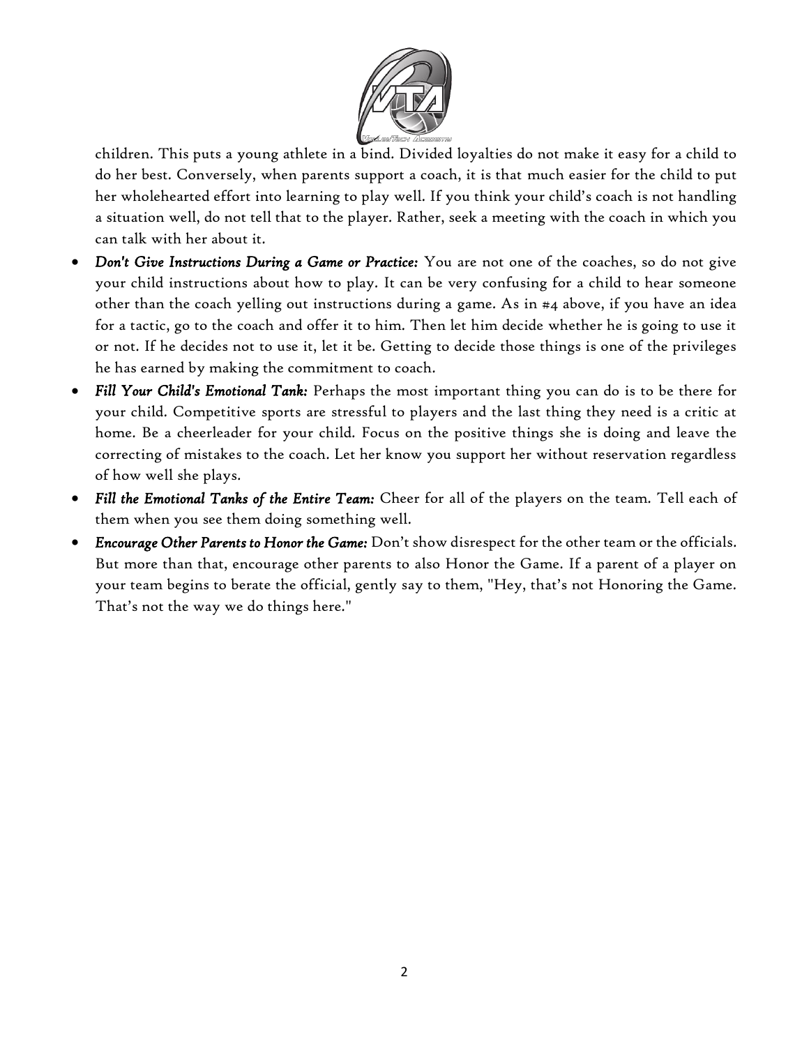children. This puts a young athlete in a bind. Divided loyalties do not make it easy for a child to do her best. Conversely, when parents support a coach, it is that much easier for the child to put her wholehearted effort into learning to play well. If you think your child's coach is not handling a situation well, do not tell that to the player. Rather, seek a meeting with the coach in which you can talk with her about it.

- ***Don't Give Instructions During a Game or Practice:*** You are not one of the coaches, so do not give your child instructions about how to play. It can be very confusing for a child to hear someone other than the coach yelling out instructions during a game. As in #4 above, if you have an idea for a tactic, go to the coach and offer it to him. Then let him decide whether he is going to use it or not. If he decides not to use it, let it be. Getting to decide those things is one of the privileges he has earned by making the commitment to coach.
- ***Fill Your Child's Emotional Tank:*** Perhaps the most important thing you can do is to be there for your child. Competitive sports are stressful to players and the last thing they need is a critic at home. Be a cheerleader for your child. Focus on the positive things she is doing and leave the correcting of mistakes to the coach. Let her know you support her without reservation regardless of how well she plays.
- ***Fill the Emotional Tanks of the Entire Team:*** Cheer for all of the players on the team. Tell each of them when you see them doing something well.
- ***Encourage Other Parents to Honor the Game:*** Don't show disrespect for the other team or the officials. But more than that, encourage other parents to also Honor the Game. If a parent of a player on your team begins to berate the official, gently say to them, "Hey, that's not Honoring the Game. That's not the way we do things here."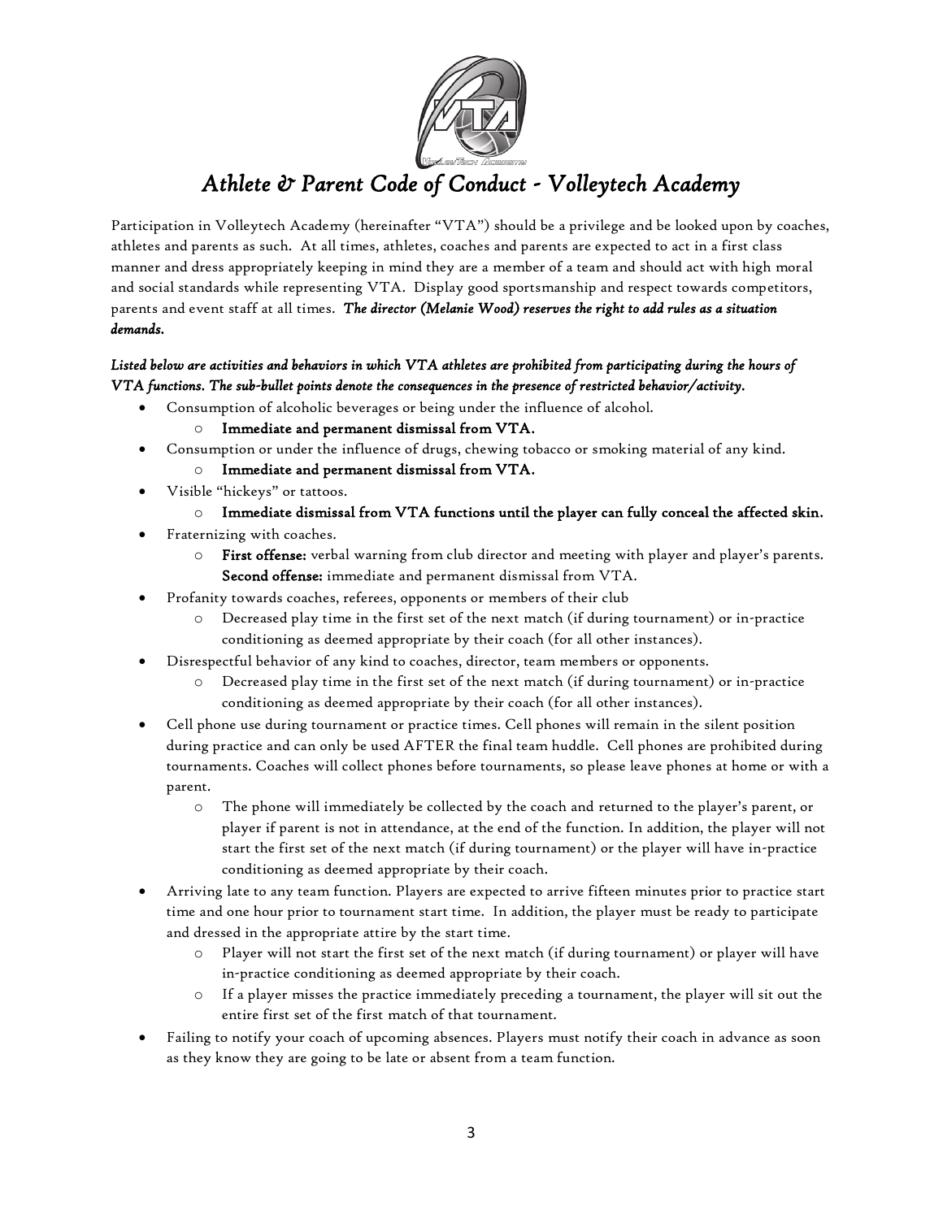# *Athlete & Parent Code of Conduct - Volleytech Academy*

Participation in Volleytech Academy (hereinafter "VTA") should be a privilege and be looked upon by coaches, athletes and parents as such. At all times, athletes, coaches and parents are expected to act in a first class manner and dress appropriately keeping in mind they are a member of a team and should act with high moral and social standards while representing VTA. Display good sportsmanship and respect towards competitors, parents and event staff at all times. ***The director (Melanie Wood) reserves the right to add rules as a situation demands.***

***Listed below are activities and behaviors in which VTA athletes are prohibited from participating during the hours of VTA functions. The sub-bullet points denote the consequences in the presence of restricted behavior/activity.***

- Consumption of alcoholic beverages or being under the influence of alcohol.
  - **Immediate and permanent dismissal from VTA.**
- Consumption or under the influence of drugs, chewing tobacco or smoking material of any kind.
  - **Immediate and permanent dismissal from VTA.**
- Visible "hickeys" or tattoos.
  - **Immediate dismissal from VTA functions until the player can fully conceal the affected skin.**
- Fraternizing with coaches.
  - **First offense:** verbal warning from club director and meeting with player and player's parents. **Second offense:** immediate and permanent dismissal from VTA.
- Profanity towards coaches, referees, opponents or members of their club
  - Decreased play time in the first set of the next match (if during tournament) or in-practice conditioning as deemed appropriate by their coach (for all other instances).
- Disrespectful behavior of any kind to coaches, director, team members or opponents.
  - Decreased play time in the first set of the next match (if during tournament) or in-practice conditioning as deemed appropriate by their coach (for all other instances).
- Cell phone use during tournament or practice times. Cell phones will remain in the silent position during practice and can only be used AFTER the final team huddle. Cell phones are prohibited during tournaments. Coaches will collect phones before tournaments, so please leave phones at home or with a parent.
  - The phone will immediately be collected by the coach and returned to the player's parent, or player if parent is not in attendance, at the end of the function. In addition, the player will not start the first set of the next match (if during tournament) or the player will have in-practice conditioning as deemed appropriate by their coach.
- Arriving late to any team function. Players are expected to arrive fifteen minutes prior to practice start time and one hour prior to tournament start time. In addition, the player must be ready to participate and dressed in the appropriate attire by the start time.
  - Player will not start the first set of the next match (if during tournament) or player will have in-practice conditioning as deemed appropriate by their coach.
  - If a player misses the practice immediately preceding a tournament, the player will sit out the entire first set of the first match of that tournament.
- Failing to notify your coach of upcoming absences. Players must notify their coach in advance as soon as they know they are going to be late or absent from a team function.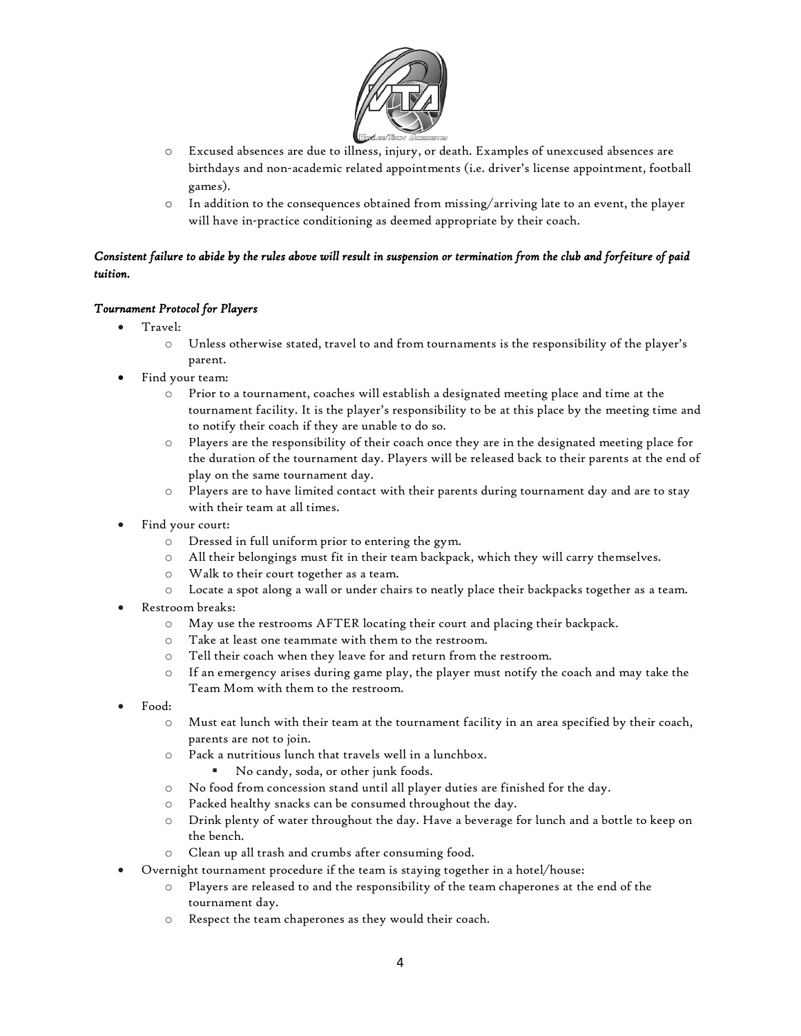- Excused absences are due to illness, injury, or death. Examples of unexcused absences are birthdays and non-academic related appointments (i.e. driver's license appointment, football games).
- In addition to the consequences obtained from missing/arriving late to an event, the player will have in-practice conditioning as deemed appropriate by their coach.

***Consistent failure to abide by the rules above will result in suspension or termination from the club and forfeiture of paid tuition.***

*Tournament Protocol for Players*

- Travel:
  - Unless otherwise stated, travel to and from tournaments is the responsibility of the player's parent.
- Find your team:
  - Prior to a tournament, coaches will establish a designated meeting place and time at the tournament facility. It is the player's responsibility to be at this place by the meeting time and to notify their coach if they are unable to do so.
  - Players are the responsibility of their coach once they are in the designated meeting place for the duration of the tournament day. Players will be released back to their parents at the end of play on the same tournament day.
  - Players are to have limited contact with their parents during tournament day and are to stay with their team at all times.
- Find your court:
  - Dressed in full uniform prior to entering the gym.
  - All their belongings must fit in their team backpack, which they will carry themselves.
  - Walk to their court together as a team.
  - Locate a spot along a wall or under chairs to neatly place their backpacks together as a team.
- Restroom breaks:
  - May use the restrooms AFTER locating their court and placing their backpack.
  - Take at least one teammate with them to the restroom.
  - Tell their coach when they leave for and return from the restroom.
  - If an emergency arises during game play, the player must notify the coach and may take the Team Mom with them to the restroom.
- Food:
  - Must eat lunch with their team at the tournament facility in an area specified by their coach, parents are not to join.
  - Pack a nutritious lunch that travels well in a lunchbox.
    - No candy, soda, or other junk foods.
  - No food from concession stand until all player duties are finished for the day.
  - Packed healthy snacks can be consumed throughout the day.
  - Drink plenty of water throughout the day. Have a beverage for lunch and a bottle to keep on the bench.
  - Clean up all trash and crumbs after consuming food.
- Overnight tournament procedure if the team is staying together in a hotel/house:
  - Players are released to and the responsibility of the team chaperones at the end of the tournament day.
  - Respect the team chaperones as they would their coach.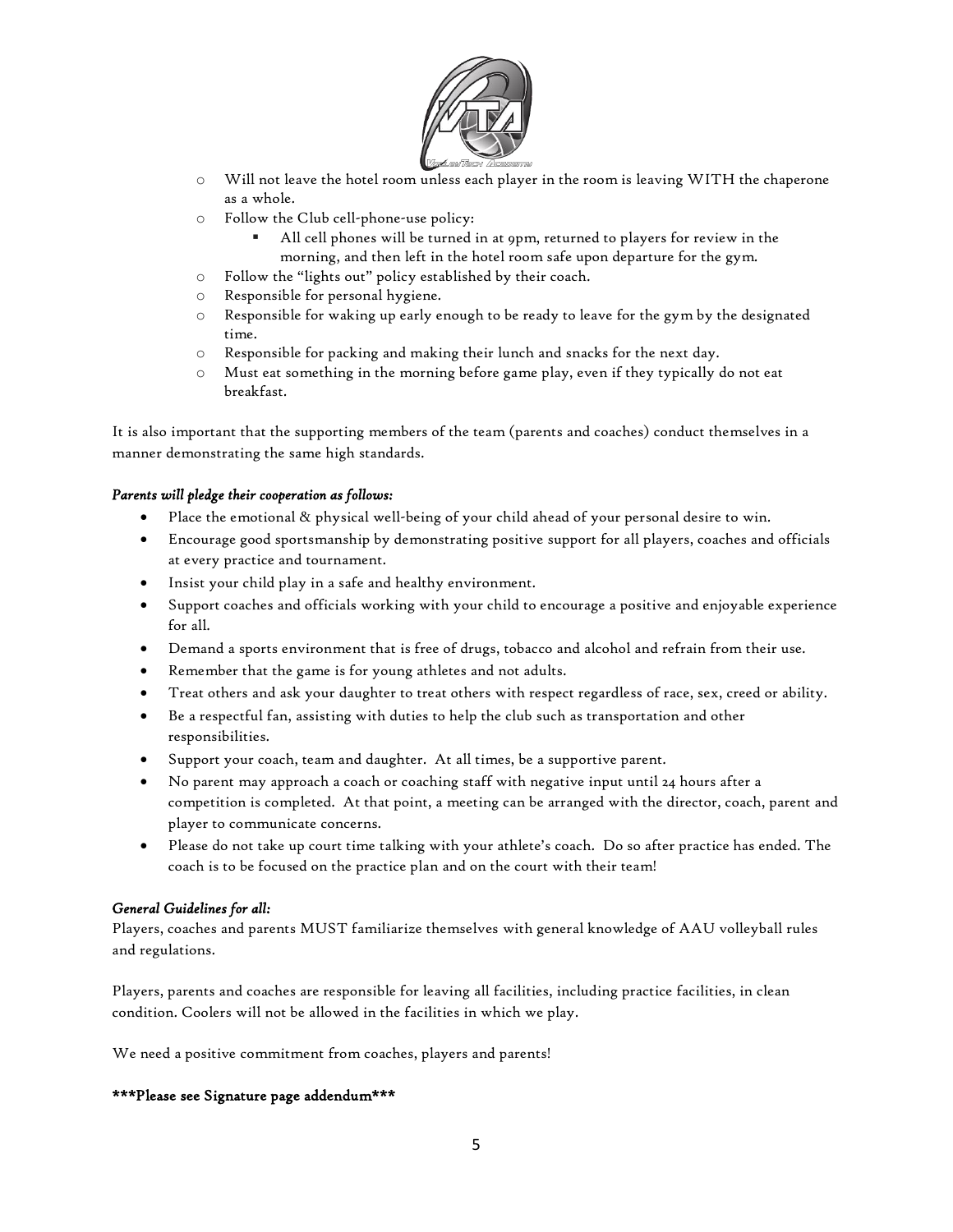- Will not leave the hotel room unless each player in the room is leaving WITH the chaperone as a whole.
- Follow the Club cell-phone-use policy:
  - All cell phones will be turned in at 9pm, returned to players for review in the morning, and then left in the hotel room safe upon departure for the gym.
- Follow the "lights out" policy established by their coach.
- Responsible for personal hygiene.
- Responsible for waking up early enough to be ready to leave for the gym by the designated time.
- Responsible for packing and making their lunch and snacks for the next day.
- Must eat something in the morning before game play, even if they typically do not eat breakfast.

It is also important that the supporting members of the team (parents and coaches) conduct themselves in a manner demonstrating the same high standards.

***Parents will pledge their cooperation as follows:***

- Place the emotional & physical well-being of your child ahead of your personal desire to win.
- Encourage good sportsmanship by demonstrating positive support for all players, coaches and officials at every practice and tournament.
- Insist your child play in a safe and healthy environment.
- Support coaches and officials working with your child to encourage a positive and enjoyable experience for all.
- Demand a sports environment that is free of drugs, tobacco and alcohol and refrain from their use.
- Remember that the game is for young athletes and not adults.
- Treat others and ask your daughter to treat others with respect regardless of race, sex, creed or ability.
- Be a respectful fan, assisting with duties to help the club such as transportation and other responsibilities.
- Support your coach, team and daughter. At all times, be a supportive parent.
- No parent may approach a coach or coaching staff with negative input until 24 hours after a competition is completed. At that point, a meeting can be arranged with the director, coach, parent and player to communicate concerns.
- Please do not take up court time talking with your athlete's coach. Do so after practice has ended. The coach is to be focused on the practice plan and on the court with their team!

***General Guidelines for all:***

Players, coaches and parents MUST familiarize themselves with general knowledge of AAU volleyball rules and regulations.

Players, parents and coaches are responsible for leaving all facilities, including practice facilities, in clean condition. Coolers will not be allowed in the facilities in which we play.

We need a positive commitment from coaches, players and parents!

**\*\*\*Please see Signature page addendum\*\*\***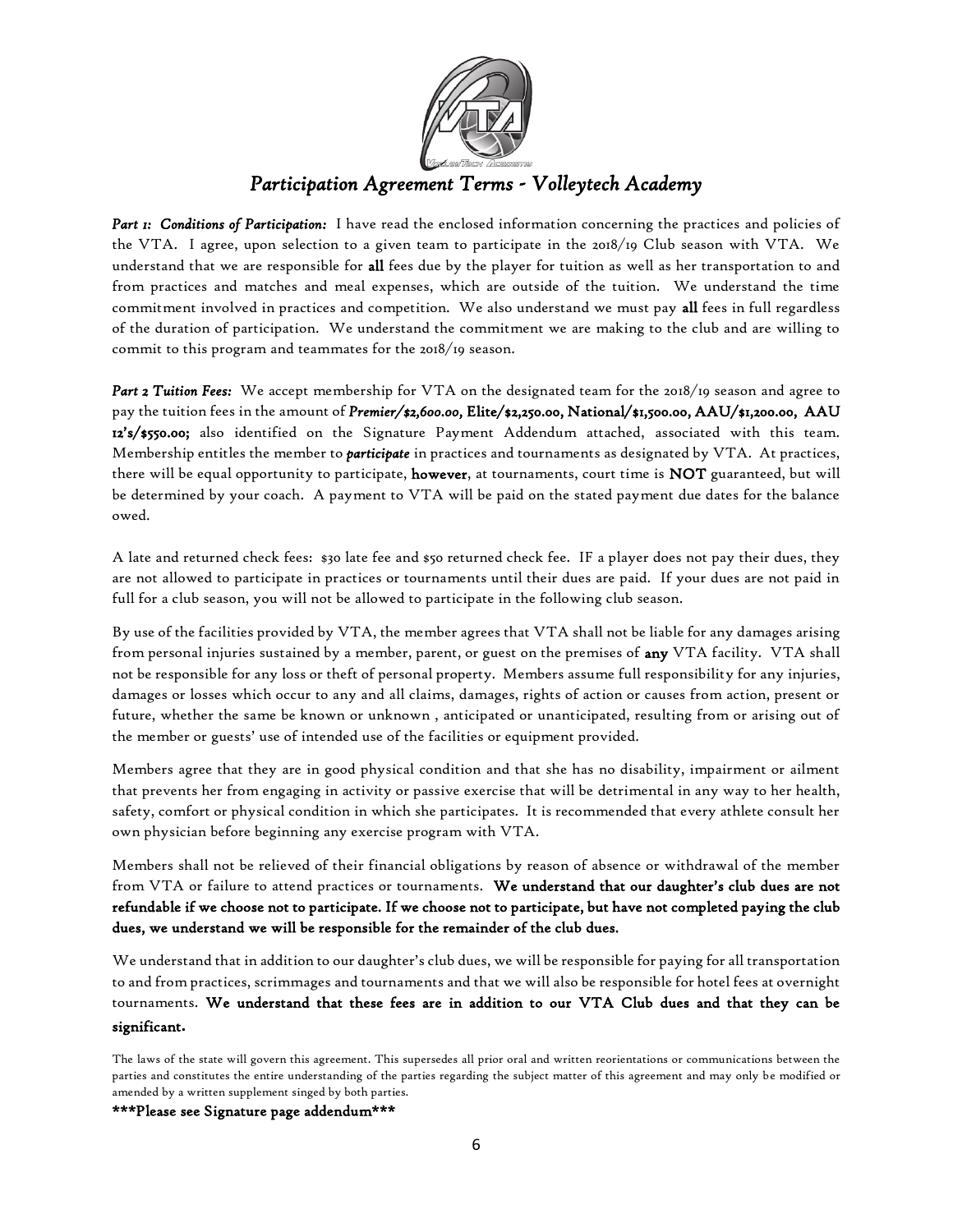# *Participation Agreement Terms - Volleytech Academy*

***Part 1: Conditions of Participation:*** I have read the enclosed information concerning the practices and policies of the VTA. I agree, upon selection to a given team to participate in the 2018/19 Club season with VTA. We understand that we are responsible for **all** fees due by the player for tuition as well as her transportation to and from practices and matches and meal expenses, which are outside of the tuition. We understand the time commitment involved in practices and competition. We also understand we must pay **all** fees in full regardless of the duration of participation. We understand the commitment we are making to the club and are willing to commit to this program and teammates for the 2018/19 season.

***Part 2 Tuition Fees:*** We accept membership for VTA on the designated team for the 2018/19 season and agree to pay the tuition fees in the amount of ***Premier/$2,600.00,* Elite/$2,250.00, National/$1,500.00, AAU/$1,200.00, AAU 12's/$550.00;** also identified on the Signature Payment Addendum attached, associated with this team. Membership entitles the member to ***participate*** in practices and tournaments as designated by VTA. At practices, there will be equal opportunity to participate, **however**, at tournaments, court time is **NOT** guaranteed, but will be determined by your coach. A payment to VTA will be paid on the stated payment due dates for the balance owed.

A late and returned check fees: $30 late fee and $50 returned check fee. IF a player does not pay their dues, they are not allowed to participate in practices or tournaments until their dues are paid. If your dues are not paid in full for a club season, you will not be allowed to participate in the following club season.

By use of the facilities provided by VTA, the member agrees that VTA shall not be liable for any damages arising from personal injuries sustained by a member, parent, or guest on the premises of **any** VTA facility. VTA shall not be responsible for any loss or theft of personal property. Members assume full responsibility for any injuries, damages or losses which occur to any and all claims, damages, rights of action or causes from action, present or future, whether the same be known or unknown , anticipated or unanticipated, resulting from or arising out of the member or guests' use of intended use of the facilities or equipment provided.

Members agree that they are in good physical condition and that she has no disability, impairment or ailment that prevents her from engaging in activity or passive exercise that will be detrimental in any way to her health, safety, comfort or physical condition in which she participates. It is recommended that every athlete consult her own physician before beginning any exercise program with VTA.

Members shall not be relieved of their financial obligations by reason of absence or withdrawal of the member from VTA or failure to attend practices or tournaments. **We understand that our daughter's club dues are not refundable if we choose not to participate. If we choose not to participate, but have not completed paying the club dues, we understand we will be responsible for the remainder of the club dues.**

We understand that in addition to our daughter's club dues, we will be responsible for paying for all transportation to and from practices, scrimmages and tournaments and that we will also be responsible for hotel fees at overnight tournaments. **We understand that these fees are in addition to our VTA Club dues and that they can be significant.**

The laws of the state will govern this agreement. This supersedes all prior oral and written reorientations or communications between the parties and constitutes the entire understanding of the parties regarding the subject matter of this agreement and may only be modified or amended by a written supplement singed by both parties.

**\*\*\*Please see Signature page addendum\*\*\***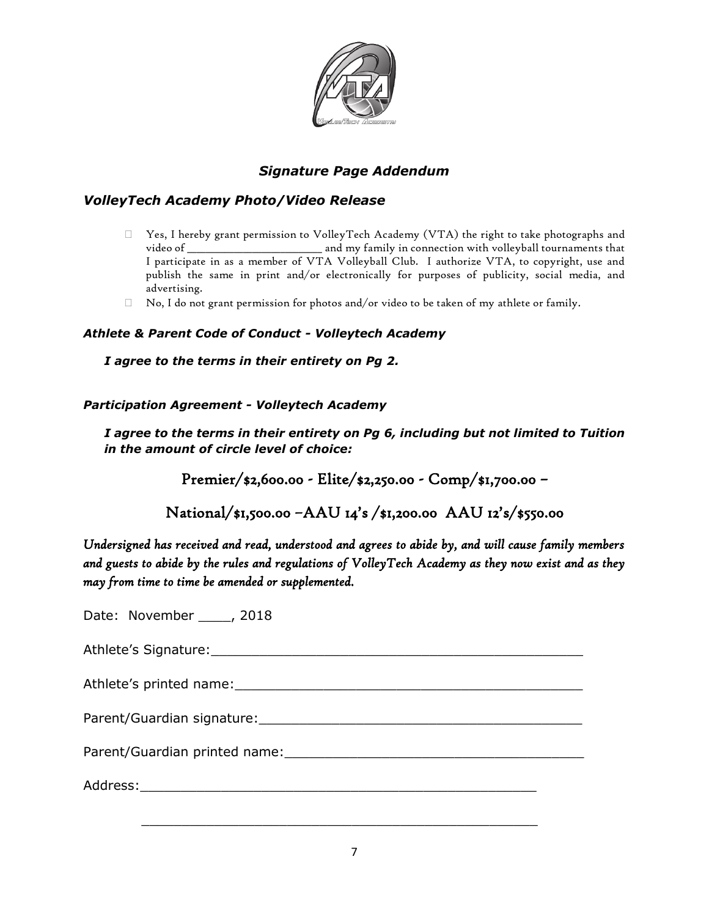## *Signature Page Addendum*

### *VolleyTech Academy Photo/Video Release*

- ☐ Yes, I hereby grant permission to VolleyTech Academy (VTA) the right to take photographs and video of ____________________ and my family in connection with volleyball tournaments that I participate in as a member of VTA Volleyball Club. I authorize VTA, to copyright, use and publish the same in print and/or electronically for purposes of publicity, social media, and advertising.
- ☐ No, I do not grant permission for photos and/or video to be taken of my athlete or family.

***Athlete & Parent Code of Conduct - Volleytech Academy***

***I agree to the terms in their entirety on Pg 2.***

***Participation Agreement - Volleytech Academy***

***I agree to the terms in their entirety on Pg 6, including but not limited to Tuition in the amount of circle level of choice:***

Premier/$2,600.00 - Elite/$2,250.00 - Comp/$1,700.00 –

National/$1,500.00 –AAU 14's /$1,200.00 AAU 12's/$550.00

***Undersigned has received and read, understood and agrees to abide by, and will cause family members and guests to abide by the rules and regulations of VolleyTech Academy as they now exist and as they may from time to time be amended or supplemented.***

Date: November ____, 2018

Athlete's Signature:_____________________________________________

Athlete's printed name:___________________________________________

Parent/Guardian signature:________________________________________

Parent/Guardian printed name:_____________________________________

Address:_______________________________________________

_______________________________________________